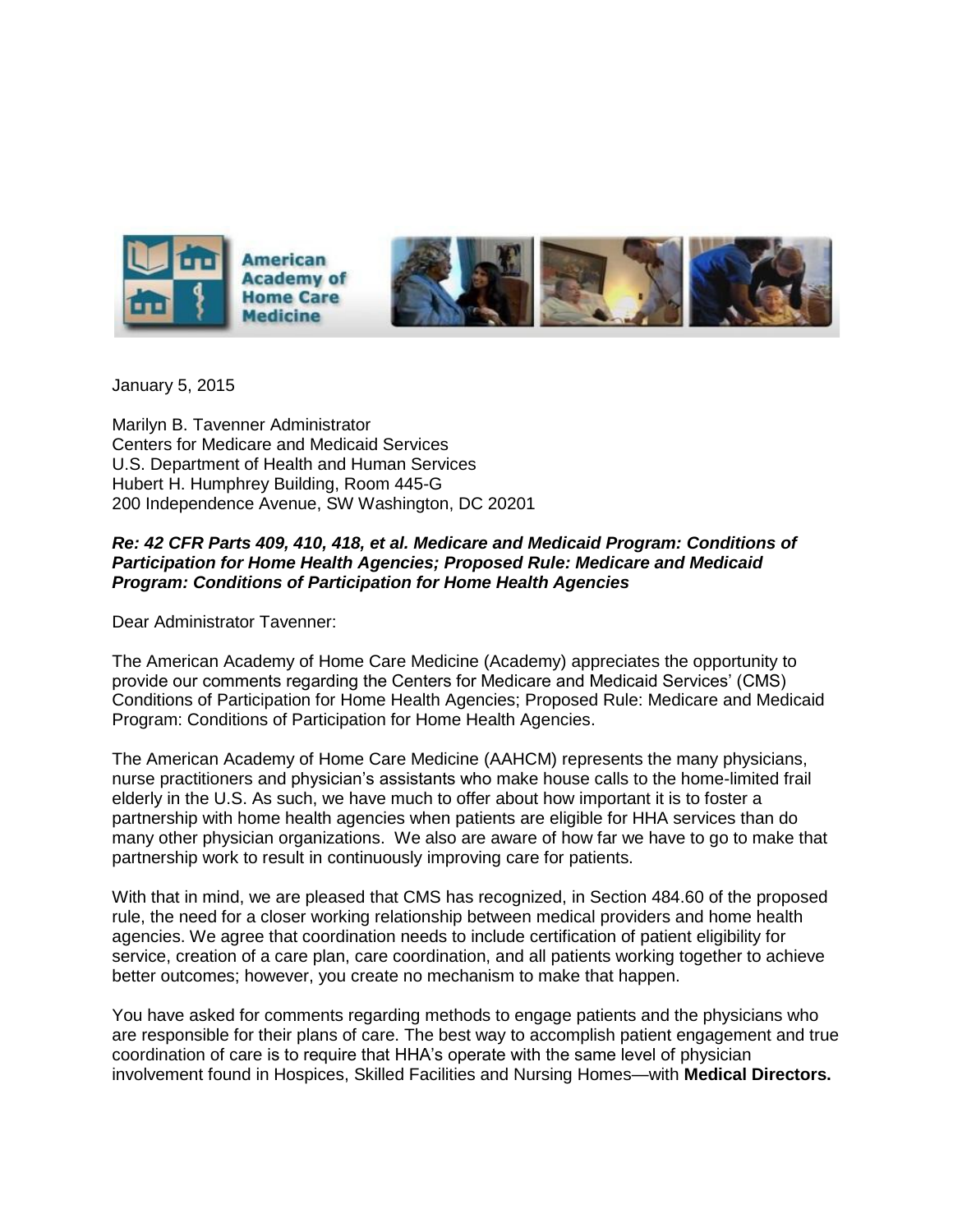January 5, 2015

Marilyn B. Tavenner Administrator
Centers for Medicare and Medicaid Services
U.S. Department of Health and Human Services
Hubert H. Humphrey Building, Room 445-G
200 Independence Avenue, SW Washington, DC 20201

***Re: 42 CFR Parts 409, 410, 418, et al. Medicare and Medicaid Program: Conditions of Participation for Home Health Agencies; Proposed Rule: Medicare and Medicaid Program: Conditions of Participation for Home Health Agencies***

Dear Administrator Tavenner:

The American Academy of Home Care Medicine (Academy) appreciates the opportunity to provide our comments regarding the Centers for Medicare and Medicaid Services' (CMS) Conditions of Participation for Home Health Agencies; Proposed Rule: Medicare and Medicaid Program: Conditions of Participation for Home Health Agencies.

The American Academy of Home Care Medicine (AAHCM) represents the many physicians, nurse practitioners and physician's assistants who make house calls to the home-limited frail elderly in the U.S. As such, we have much to offer about how important it is to foster a partnership with home health agencies when patients are eligible for HHA services than do many other physician organizations. We also are aware of how far we have to go to make that partnership work to result in continuously improving care for patients.

With that in mind, we are pleased that CMS has recognized, in Section 484.60 of the proposed rule, the need for a closer working relationship between medical providers and home health agencies. We agree that coordination needs to include certification of patient eligibility for service, creation of a care plan, care coordination, and all patients working together to achieve better outcomes; however, you create no mechanism to make that happen.

You have asked for comments regarding methods to engage patients and the physicians who are responsible for their plans of care. The best way to accomplish patient engagement and true coordination of care is to require that HHA's operate with the same level of physician involvement found in Hospices, Skilled Facilities and Nursing Homes—with **Medical Directors.**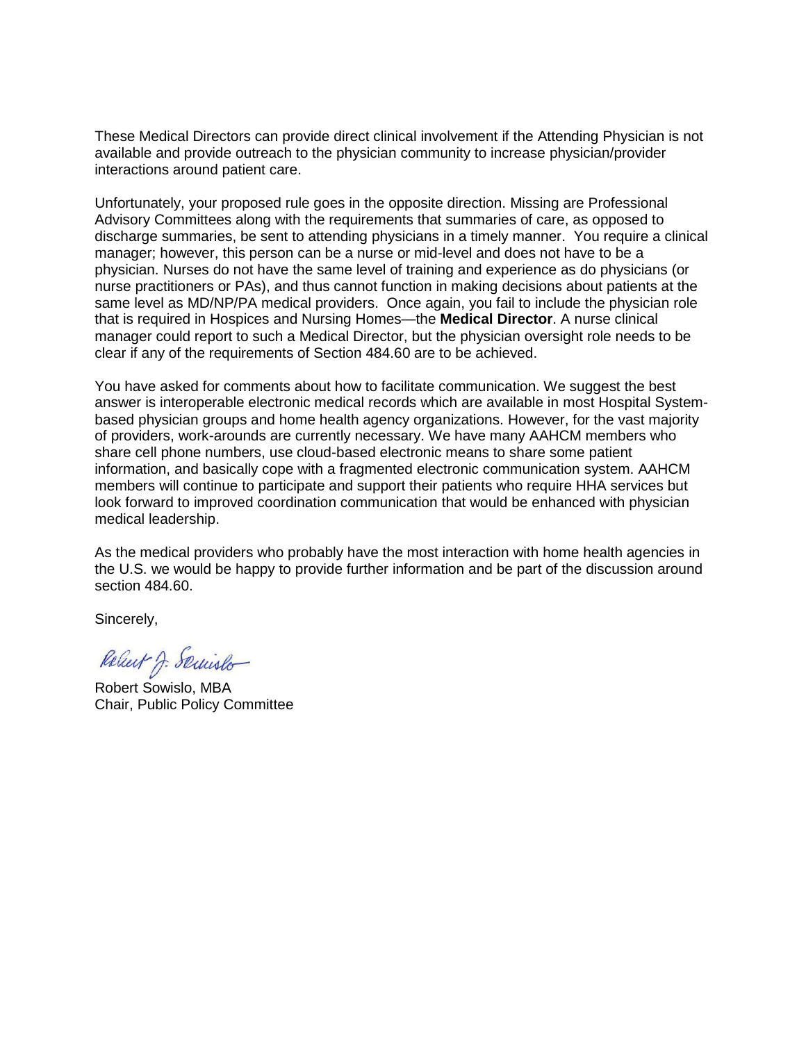These Medical Directors can provide direct clinical involvement if the Attending Physician is not available and provide outreach to the physician community to increase physician/provider interactions around patient care.

Unfortunately, your proposed rule goes in the opposite direction. Missing are Professional Advisory Committees along with the requirements that summaries of care, as opposed to discharge summaries, be sent to attending physicians in a timely manner. You require a clinical manager; however, this person can be a nurse or mid-level and does not have to be a physician. Nurses do not have the same level of training and experience as do physicians (or nurse practitioners or PAs), and thus cannot function in making decisions about patients at the same level as MD/NP/PA medical providers. Once again, you fail to include the physician role that is required in Hospices and Nursing Homes—the **Medical Director**. A nurse clinical manager could report to such a Medical Director, but the physician oversight role needs to be clear if any of the requirements of Section 484.60 are to be achieved.

You have asked for comments about how to facilitate communication. We suggest the best answer is interoperable electronic medical records which are available in most Hospital System-based physician groups and home health agency organizations. However, for the vast majority of providers, work-arounds are currently necessary. We have many AAHCM members who share cell phone numbers, use cloud-based electronic means to share some patient information, and basically cope with a fragmented electronic communication system. AAHCM members will continue to participate and support their patients who require HHA services but look forward to improved coordination communication that would be enhanced with physician medical leadership.

As the medical providers who probably have the most interaction with home health agencies in the U.S. we would be happy to provide further information and be part of the discussion around section 484.60.

Sincerely,

Robert J. Sowislo

Robert Sowislo, MBA
Chair, Public Policy Committee